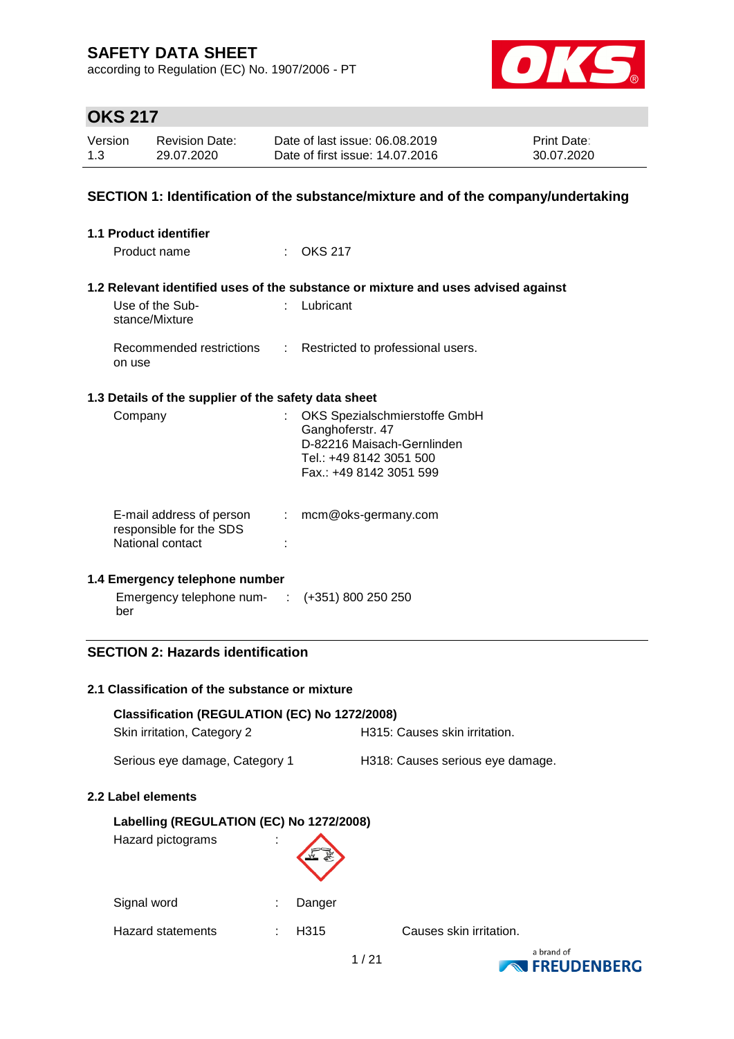# SAFETY DATA SHEET

according to Regulation (EC) No. 1907/2006 - PT

## OKS 217

| Version | Revision Date: | Date of last issue: 06.08.2019 | Print Date: |
|---|---|---|---|
| 1.3 | 29.07.2020 | Date of first issue: 14.07.2016 | 30.07.2020 |

## SECTION 1: Identification of the substance/mixture and of the company/undertaking

### 1.1 Product identifier

Product name : OKS 217

### 1.2 Relevant identified uses of the substance or mixture and uses advised against

Use of the Substance/Mixture : Lubricant

Recommended restrictions on use : Restricted to professional users.

### 1.3 Details of the supplier of the safety data sheet

Company : OKS Spezialschmierstoffe GmbH
Ganghoferstr. 47
D-82216 Maisach-Gernlinden
Tel.: +49 8142 3051 500
Fax.: +49 8142 3051 599

E-mail address of person responsible for the SDS : mcm@oks-germany.com

National contact :

### 1.4 Emergency telephone number

Emergency telephone number : (+351) 800 250 250

## SECTION 2: Hazards identification

### 2.1 Classification of the substance or mixture

**Classification (REGULATION (EC) No 1272/2008)**

| | |
|---|---|
| Skin irritation, Category 2 | H315: Causes skin irritation. |
| Serious eye damage, Category 1 | H318: Causes serious eye damage. |

### 2.2 Label elements

**Labelling (REGULATION (EC) No 1272/2008)**

Hazard pictograms :

Signal word : Danger

Hazard statements : H315 Causes skin irritation.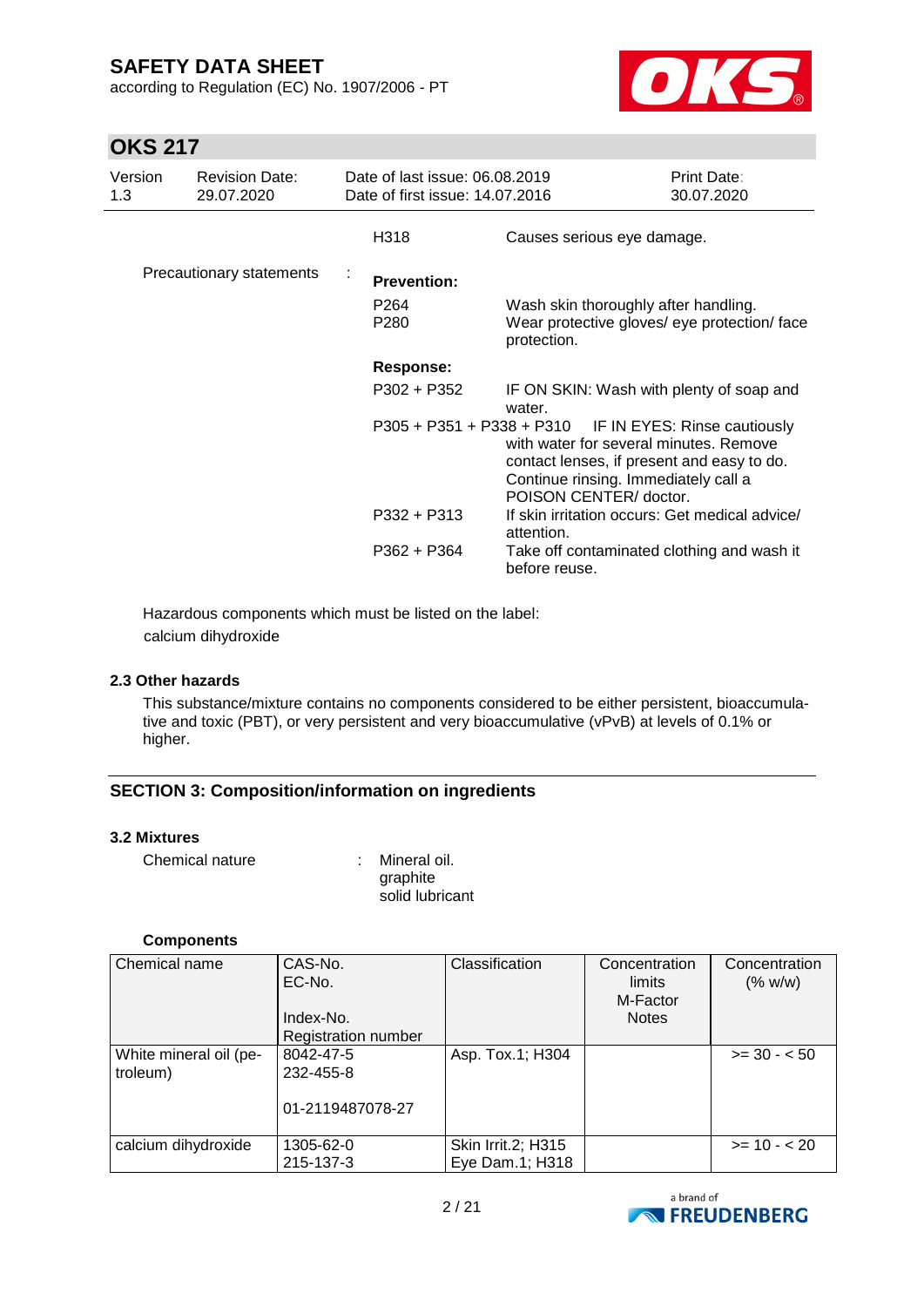| | | |
|---|---|---|
| | H318 | Causes serious eye damage. |
| Precautionary statements : | **Prevention:** | |
| | P264 | Wash skin thoroughly after handling. |
| | P280 | Wear protective gloves/ eye protection/ face protection. |
| | **Response:** | |
| | P302 + P352 | IF ON SKIN: Wash with plenty of soap and water. |
| | P305 + P351 + P338 + P310 | IF IN EYES: Rinse cautiously with water for several minutes. Remove contact lenses, if present and easy to do. Continue rinsing. Immediately call a POISON CENTER/ doctor. |
| | P332 + P313 | If skin irritation occurs: Get medical advice/ attention. |
| | P362 + P364 | Take off contaminated clothing and wash it before reuse. |

Hazardous components which must be listed on the label:
calcium dihydroxide

### 2.3 Other hazards

This substance/mixture contains no components considered to be either persistent, bioaccumulative and toxic (PBT), or very persistent and very bioaccumulative (vPvB) at levels of 0.1% or higher.

## SECTION 3: Composition/information on ingredients

### 3.2 Mixtures

Chemical nature : Mineral oil.
graphite
solid lubricant

**Components**

| Chemical name | CAS-No.<br>EC-No.<br><br>Index-No.<br>Registration number | Classification | Concentration limits<br>M-Factor<br>Notes | Concentration (% w/w) |
|---|---|---|---|---|
| White mineral oil (petroleum) | 8042-47-5<br>232-455-8<br><br>01-2119487078-27 | Asp. Tox.1; H304 | | >= 30 - < 50 |
| calcium dihydroxide | 1305-62-0<br>215-137-3 | Skin Irrit.2; H315<br>Eye Dam.1; H318 | | >= 10 - < 20 |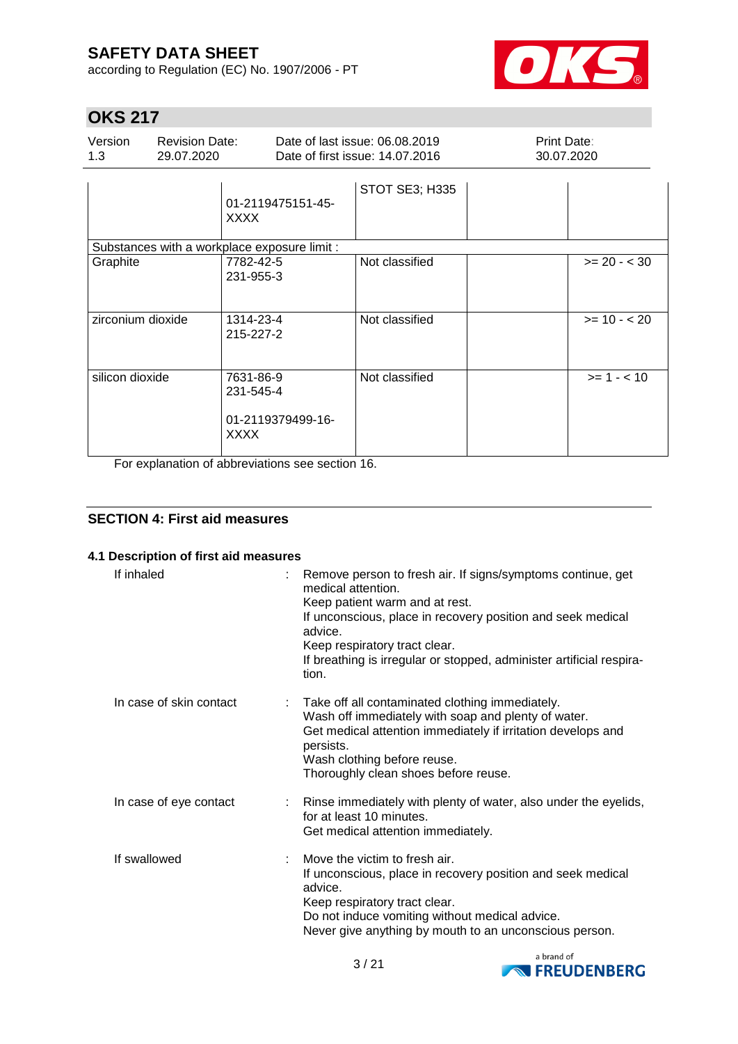|  | 01-2119475151-45-XXXX | STOT SE3; H335 |  |  |
|---|---|---|---|---|
| Substances with a workplace exposure limit : | | | | |
| Graphite | 7782-42-5<br>231-955-3 | Not classified |  | >= 20 - < 30 |
| zirconium dioxide | 1314-23-4<br>215-227-2 | Not classified |  | >= 10 - < 20 |
| silicon dioxide | 7631-86-9<br>231-545-4<br><br>01-2119379499-16-XXXX | Not classified |  | >= 1 - < 10 |

For explanation of abbreviations see section 16.

## SECTION 4: First aid measures

### 4.1 Description of first aid measures

If inhaled : Remove person to fresh air. If signs/symptoms continue, get medical attention.
Keep patient warm and at rest.
If unconscious, place in recovery position and seek medical advice.
Keep respiratory tract clear.
If breathing is irregular or stopped, administer artificial respiration.

In case of skin contact : Take off all contaminated clothing immediately.
Wash off immediately with soap and plenty of water.
Get medical attention immediately if irritation develops and persists.
Wash clothing before reuse.
Thoroughly clean shoes before reuse.

In case of eye contact : Rinse immediately with plenty of water, also under the eyelids, for at least 10 minutes.
Get medical attention immediately.

If swallowed : Move the victim to fresh air.
If unconscious, place in recovery position and seek medical advice.
Keep respiratory tract clear.
Do not induce vomiting without medical advice.
Never give anything by mouth to an unconscious person.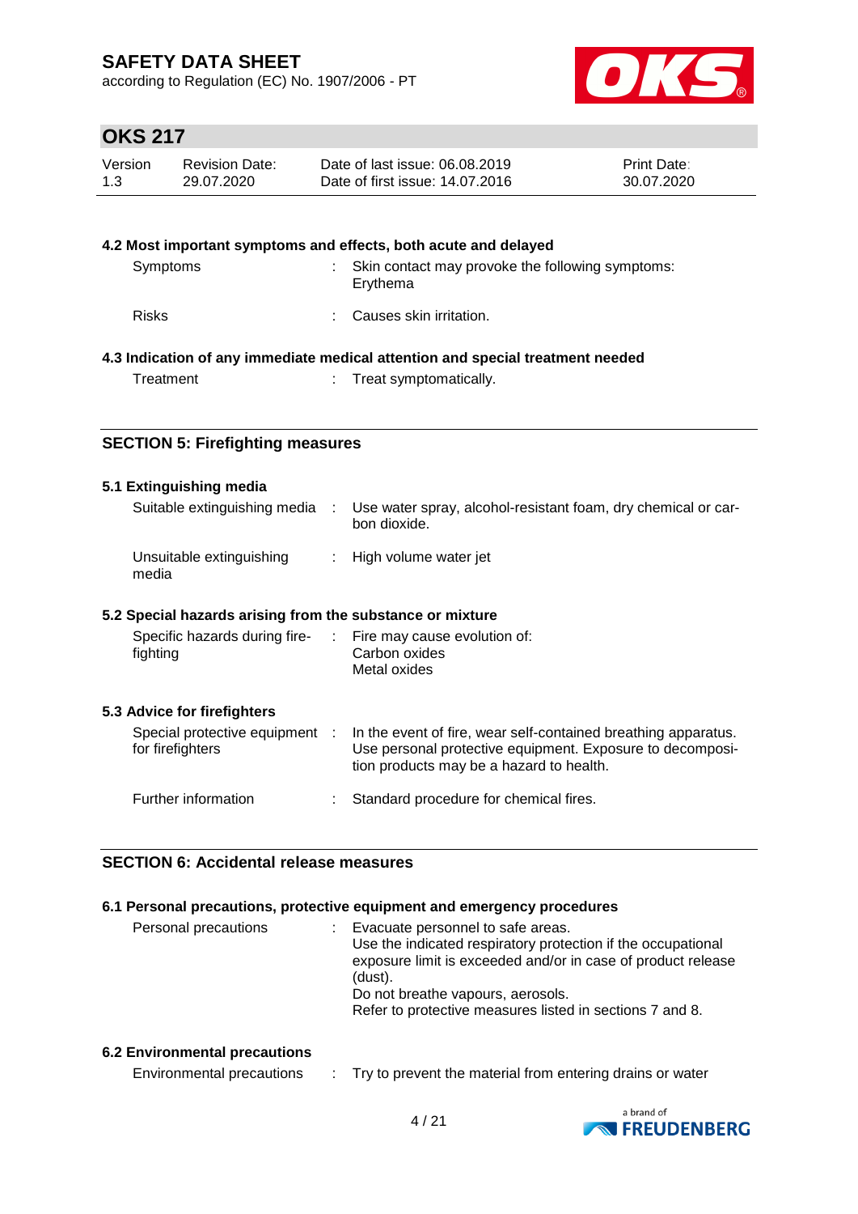### 4.2 Most important symptoms and effects, both acute and delayed

| | | |
|---|---|---|
| Symptoms | : | Skin contact may provoke the following symptoms: Erythema |
| Risks | : | Causes skin irritation. |

### 4.3 Indication of any immediate medical attention and special treatment needed

| | | |
|---|---|---|
| Treatment | : | Treat symptomatically. |

## SECTION 5: Firefighting measures

### 5.1 Extinguishing media

| | | |
|---|---|---|
| Suitable extinguishing media | : | Use water spray, alcohol-resistant foam, dry chemical or carbon dioxide. |
| Unsuitable extinguishing media | : | High volume water jet |

### 5.2 Special hazards arising from the substance or mixture

| | | |
|---|---|---|
| Specific hazards during firefighting | : | Fire may cause evolution of:<br>Carbon oxides<br>Metal oxides |

### 5.3 Advice for firefighters

| | | |
|---|---|---|
| Special protective equipment for firefighters | : | In the event of fire, wear self-contained breathing apparatus. Use personal protective equipment. Exposure to decomposition products may be a hazard to health. |
| Further information | : | Standard procedure for chemical fires. |

## SECTION 6: Accidental release measures

### 6.1 Personal precautions, protective equipment and emergency procedures

| | | |
|---|---|---|
| Personal precautions | : | Evacuate personnel to safe areas.<br>Use the indicated respiratory protection if the occupational exposure limit is exceeded and/or in case of product release (dust).<br>Do not breathe vapours, aerosols.<br>Refer to protective measures listed in sections 7 and 8. |

### 6.2 Environmental precautions

| | | |
|---|---|---|
| Environmental precautions | : | Try to prevent the material from entering drains or water |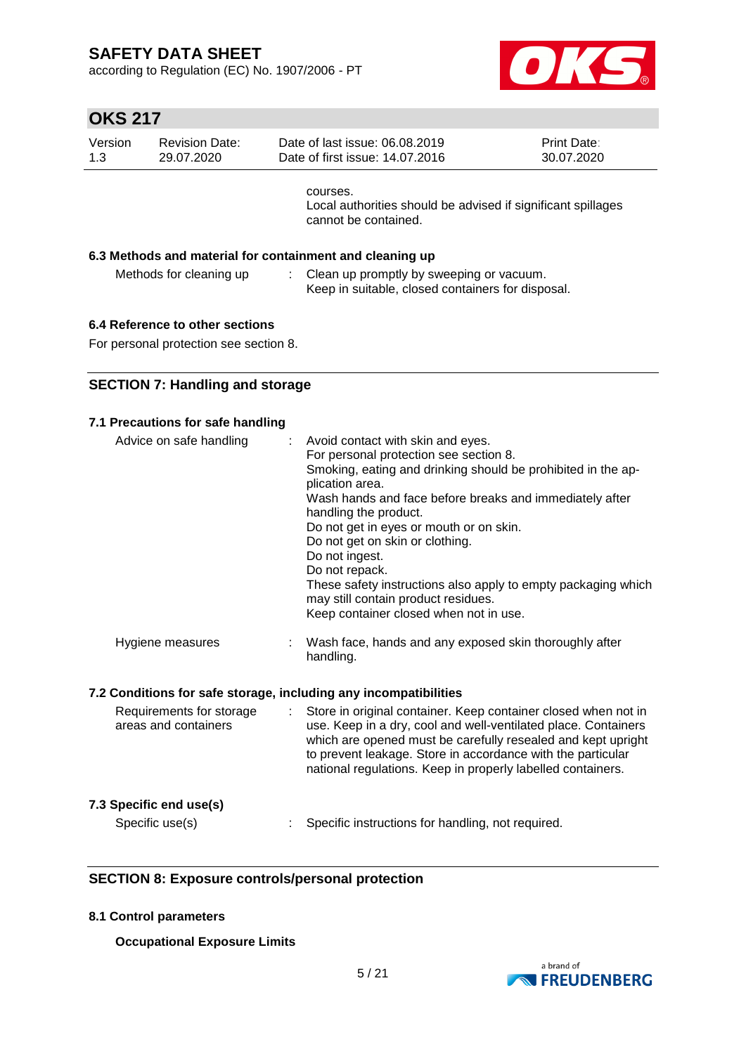courses.
Local authorities should be advised if significant spillages cannot be contained.

### 6.3 Methods and material for containment and cleaning up

| | | |
|---|---|---|
| Methods for cleaning up | : | Clean up promptly by sweeping or vacuum. Keep in suitable, closed containers for disposal. |

### 6.4 Reference to other sections

For personal protection see section 8.

## SECTION 7: Handling and storage

### 7.1 Precautions for safe handling

| | | |
|---|---|---|
| Advice on safe handling | : | Avoid contact with skin and eyes.<br>For personal protection see section 8.<br>Smoking, eating and drinking should be prohibited in the application area.<br>Wash hands and face before breaks and immediately after handling the product.<br>Do not get in eyes or mouth or on skin.<br>Do not get on skin or clothing.<br>Do not ingest.<br>Do not repack.<br>These safety instructions also apply to empty packaging which may still contain product residues.<br>Keep container closed when not in use. |
| Hygiene measures | : | Wash face, hands and any exposed skin thoroughly after handling. |

### 7.2 Conditions for safe storage, including any incompatibilities

| | | |
|---|---|---|
| Requirements for storage areas and containers | : | Store in original container. Keep container closed when not in use. Keep in a dry, cool and well-ventilated place. Containers which are opened must be carefully resealed and kept upright to prevent leakage. Store in accordance with the particular national regulations. Keep in properly labelled containers. |

### 7.3 Specific end use(s)

| | | |
|---|---|---|
| Specific use(s) | : | Specific instructions for handling, not required. |

## SECTION 8: Exposure controls/personal protection

### 8.1 Control parameters

**Occupational Exposure Limits**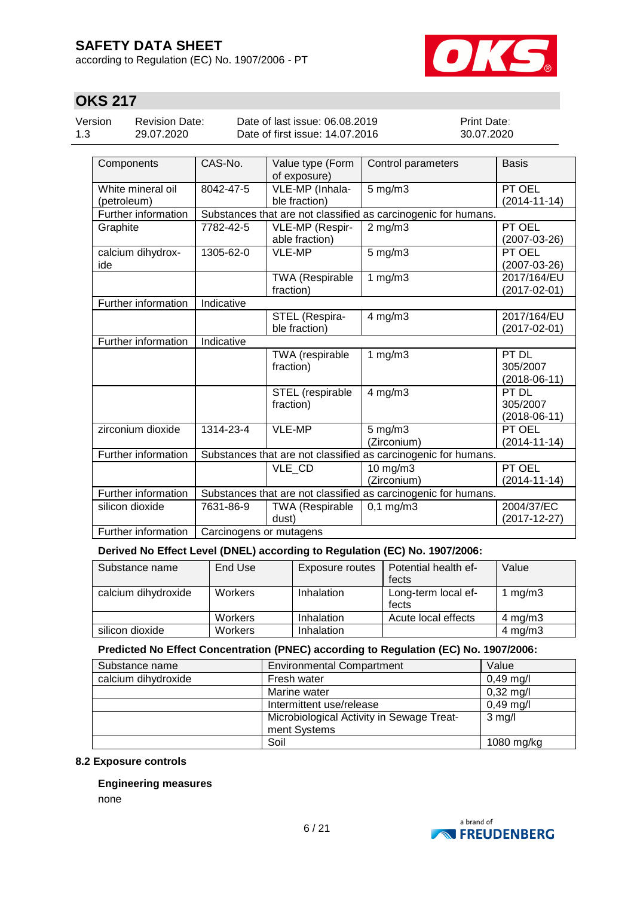| Components | CAS-No. | Value type (Form of exposure) | Control parameters | Basis |
|---|---|---|---|---|
| White mineral oil (petroleum) | 8042-47-5 | VLE-MP (Inhalable fraction) | 5 mg/m3 | PT OEL (2014-11-14) |
| Further information | Substances that are not classified as carcinogenic for humans. | | | |
| Graphite | 7782-42-5 | VLE-MP (Respirable fraction) | 2 mg/m3 | PT OEL (2007-03-26) |
| calcium dihydroxide | 1305-62-0 | VLE-MP | 5 mg/m3 | PT OEL (2007-03-26) |
| | | TWA (Respirable fraction) | 1 mg/m3 | 2017/164/EU (2017-02-01) |
| Further information | Indicative | | | |
| | | STEL (Respirable fraction) | 4 mg/m3 | 2017/164/EU (2017-02-01) |
| Further information | Indicative | | | |
| | | TWA (respirable fraction) | 1 mg/m3 | PT DL 305/2007 (2018-06-11) |
| | | STEL (respirable fraction) | 4 mg/m3 | PT DL 305/2007 (2018-06-11) |
| zirconium dioxide | 1314-23-4 | VLE-MP | 5 mg/m3 (Zirconium) | PT OEL (2014-11-14) |
| Further information | Substances that are not classified as carcinogenic for humans. | | | |
| | | VLE_CD | 10 mg/m3 (Zirconium) | PT OEL (2014-11-14) |
| Further information | Substances that are not classified as carcinogenic for humans. | | | |
| silicon dioxide | 7631-86-9 | TWA (Respirable dust) | 0,1 mg/m3 | 2004/37/EC (2017-12-27) |
| Further information | Carcinogens or mutagens | | | |

**Derived No Effect Level (DNEL) according to Regulation (EC) No. 1907/2006:**

| Substance name | End Use | Exposure routes | Potential health effects | Value |
|---|---|---|---|---|
| calcium dihydroxide | Workers | Inhalation | Long-term local effects | 1 mg/m3 |
| | Workers | Inhalation | Acute local effects | 4 mg/m3 |
| silicon dioxide | Workers | Inhalation | | 4 mg/m3 |

**Predicted No Effect Concentration (PNEC) according to Regulation (EC) No. 1907/2006:**

| Substance name | Environmental Compartment | Value |
|---|---|---|
| calcium dihydroxide | Fresh water | 0,49 mg/l |
| | Marine water | 0,32 mg/l |
| | Intermittent use/release | 0,49 mg/l |
| | Microbiological Activity in Sewage Treatment Systems | 3 mg/l |
| | Soil | 1080 mg/kg |

**8.2 Exposure controls**

**Engineering measures**

none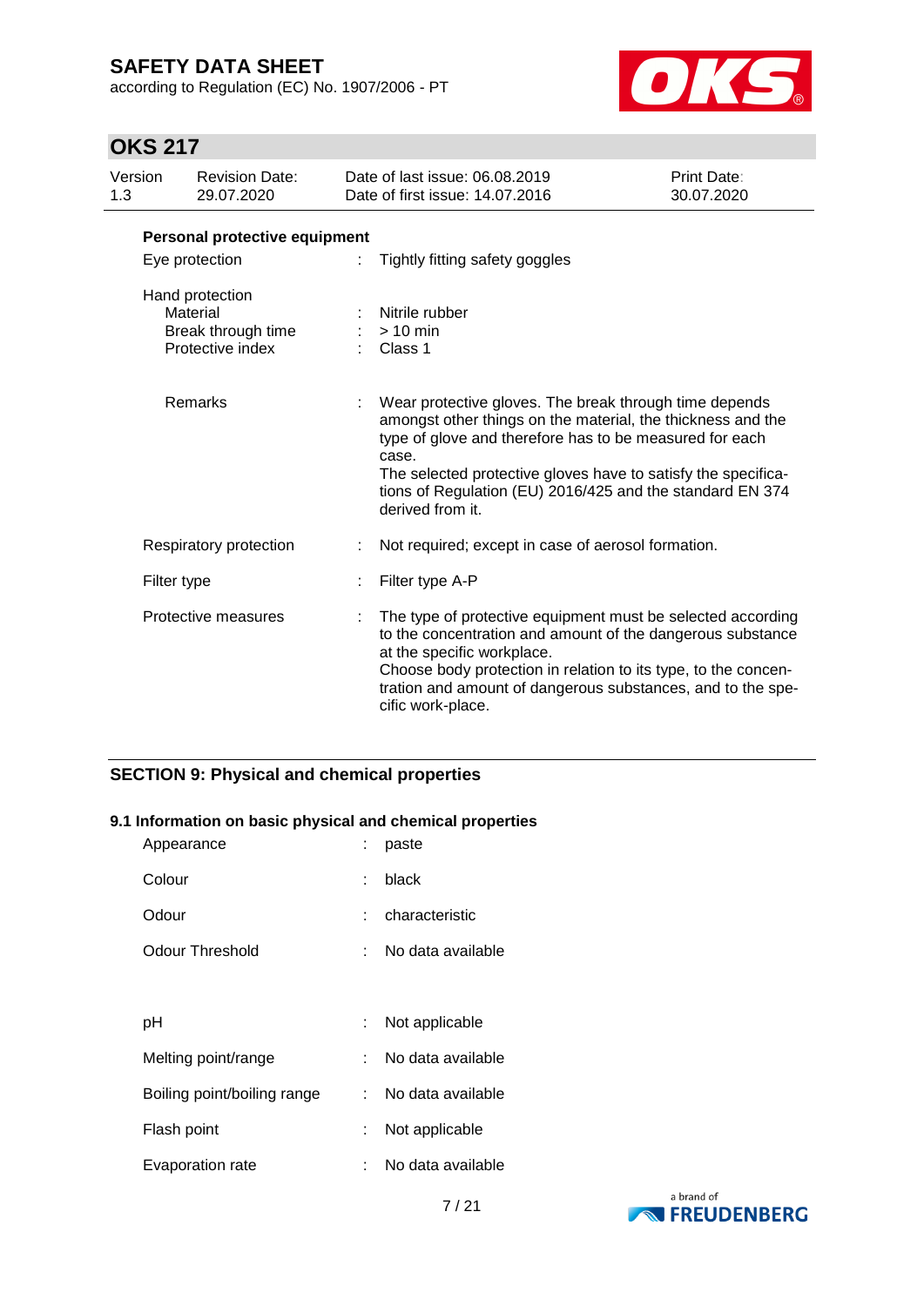**Personal protective equipment**

| | | |
|---|---|---|
| Eye protection | : | Tightly fitting safety goggles |
| Hand protection | | |
| Material | : | Nitrile rubber |
| Break through time | : | > 10 min |
| Protective index | : | Class 1 |
| Remarks | : | Wear protective gloves. The break through time depends amongst other things on the material, the thickness and the type of glove and therefore has to be measured for each case.<br>The selected protective gloves have to satisfy the specifications of Regulation (EU) 2016/425 and the standard EN 374 derived from it. |
| Respiratory protection | : | Not required; except in case of aerosol formation. |
| Filter type | : | Filter type A-P |
| Protective measures | : | The type of protective equipment must be selected according to the concentration and amount of the dangerous substance at the specific workplace.<br>Choose body protection in relation to its type, to the concentration and amount of dangerous substances, and to the specific work-place. |

## SECTION 9: Physical and chemical properties

### 9.1 Information on basic physical and chemical properties

| | | |
|---|---|---|
| Appearance | : | paste |
| Colour | : | black |
| Odour | : | characteristic |
| Odour Threshold | : | No data available |
| pH | : | Not applicable |
| Melting point/range | : | No data available |
| Boiling point/boiling range | : | No data available |
| Flash point | : | Not applicable |
| Evaporation rate | : | No data available |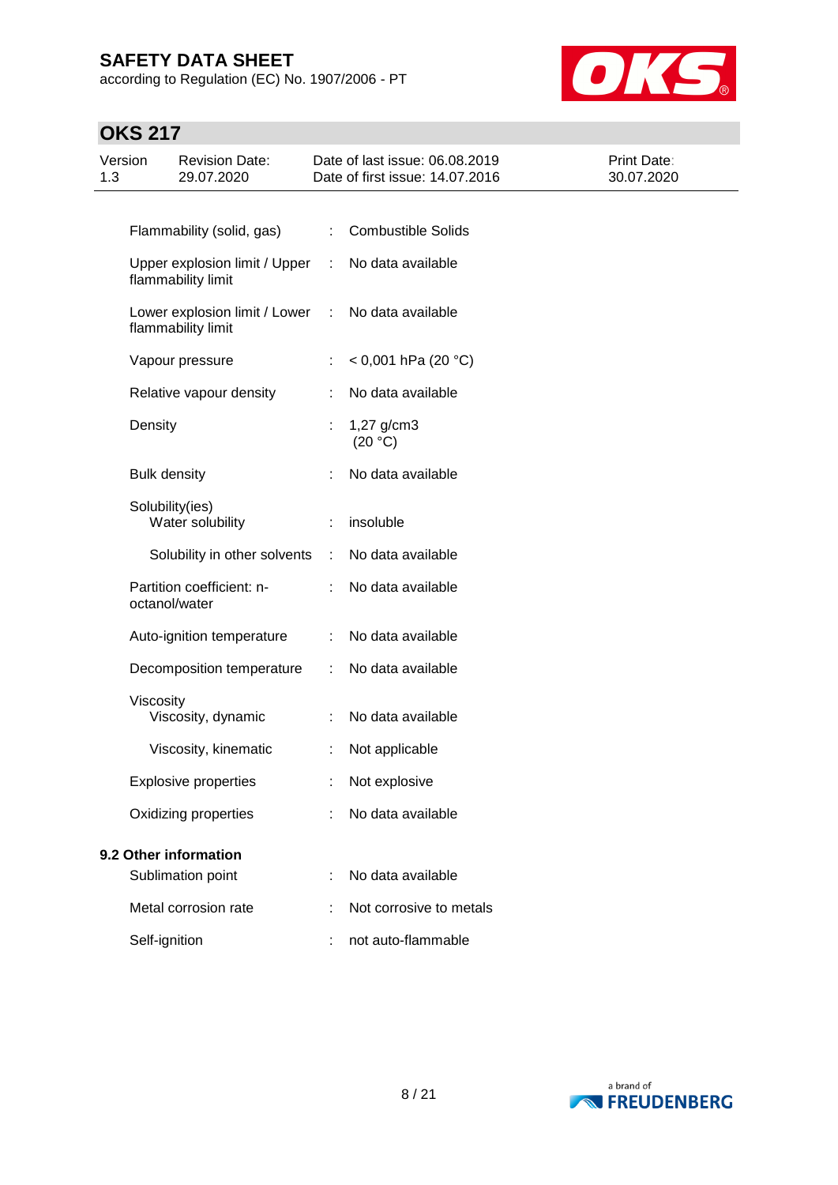| | | |
|---|---|---|
| Flammability (solid, gas) | : | Combustible Solids |
| Upper explosion limit / Upper flammability limit | : | No data available |
| Lower explosion limit / Lower flammability limit | : | No data available |
| Vapour pressure | : | < 0,001 hPa (20 °C) |
| Relative vapour density | : | No data available |
| Density | : | 1,27 g/cm3 (20 °C) |
| Bulk density | : | No data available |
| Solubility(ies) | | |
| Water solubility | : | insoluble |
| Solubility in other solvents | : | No data available |
| Partition coefficient: n-octanol/water | : | No data available |
| Auto-ignition temperature | : | No data available |
| Decomposition temperature | : | No data available |
| Viscosity | | |
| Viscosity, dynamic | : | No data available |
| Viscosity, kinematic | : | Not applicable |
| Explosive properties | : | Not explosive |
| Oxidizing properties | : | No data available |

**9.2 Other information**

| | | |
|---|---|---|
| Sublimation point | : | No data available |
| Metal corrosion rate | : | Not corrosive to metals |
| Self-ignition | : | not auto-flammable |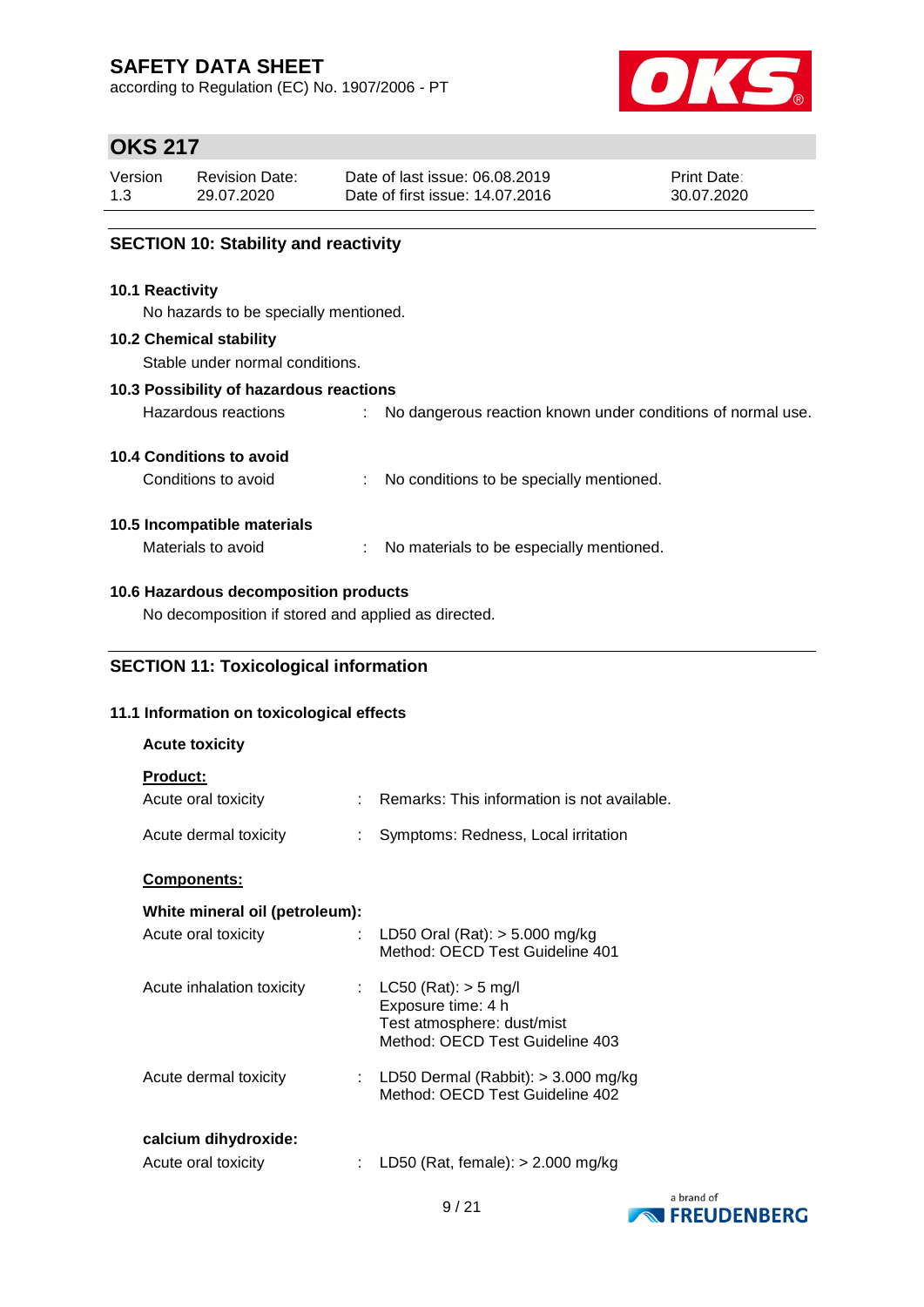## SECTION 10: Stability and reactivity

**10.1 Reactivity**

No hazards to be specially mentioned.

**10.2 Chemical stability**

Stable under normal conditions.

**10.3 Possibility of hazardous reactions**

Hazardous reactions : No dangerous reaction known under conditions of normal use.

**10.4 Conditions to avoid**

Conditions to avoid : No conditions to be specially mentioned.

**10.5 Incompatible materials**

Materials to avoid : No materials to be especially mentioned.

**10.6 Hazardous decomposition products**

No decomposition if stored and applied as directed.

## SECTION 11: Toxicological information

**11.1 Information on toxicological effects**

**Acute toxicity**

**Product:**

Acute oral toxicity : Remarks: This information is not available.

Acute dermal toxicity : Symptoms: Redness, Local irritation

**Components:**

**White mineral oil (petroleum):**

Acute oral toxicity : LD50 Oral (Rat): > 5.000 mg/kg
Method: OECD Test Guideline 401

Acute inhalation toxicity : LC50 (Rat): > 5 mg/l
Exposure time: 4 h
Test atmosphere: dust/mist
Method: OECD Test Guideline 403

Acute dermal toxicity : LD50 Dermal (Rabbit): > 3.000 mg/kg
Method: OECD Test Guideline 402

**calcium dihydroxide:**

Acute oral toxicity : LD50 (Rat, female): > 2.000 mg/kg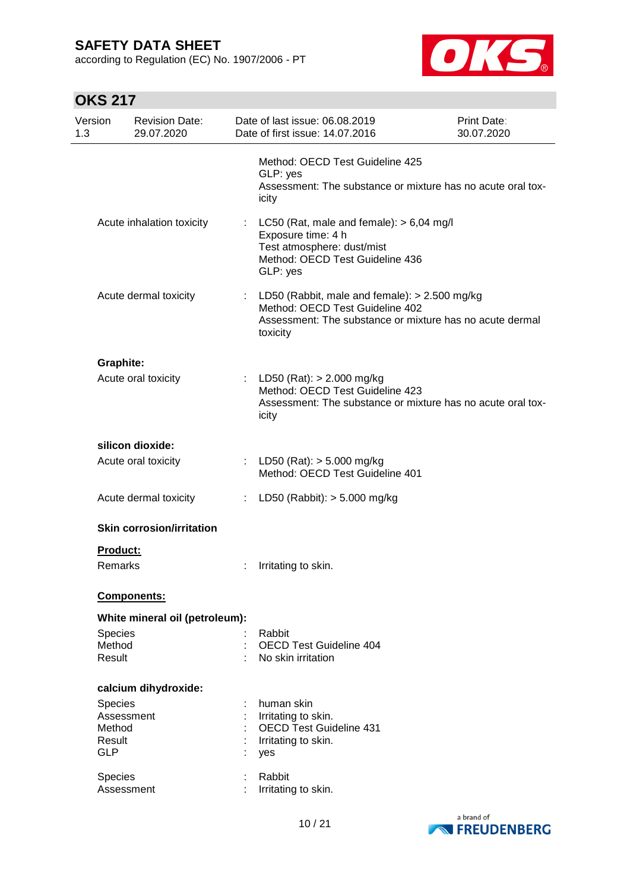Method: OECD Test Guideline 425
GLP: yes
Assessment: The substance or mixture has no acute oral toxicity

Acute inhalation toxicity : LC50 (Rat, male and female): > 6,04 mg/l
Exposure time: 4 h
Test atmosphere: dust/mist
Method: OECD Test Guideline 436
GLP: yes

Acute dermal toxicity : LD50 (Rabbit, male and female): > 2.500 mg/kg
Method: OECD Test Guideline 402
Assessment: The substance or mixture has no acute dermal toxicity

**Graphite:**

Acute oral toxicity : LD50 (Rat): > 2.000 mg/kg
Method: OECD Test Guideline 423
Assessment: The substance or mixture has no acute oral toxicity

**silicon dioxide:**

Acute oral toxicity : LD50 (Rat): > 5.000 mg/kg
Method: OECD Test Guideline 401

Acute dermal toxicity : LD50 (Rabbit): > 5.000 mg/kg

**Skin corrosion/irritation**

**Product:**

Remarks : Irritating to skin.

**Components:**

**White mineral oil (petroleum):**

Species : Rabbit
Method : OECD Test Guideline 404
Result : No skin irritation

**calcium dihydroxide:**

Species : human skin
Assessment : Irritating to skin.
Method : OECD Test Guideline 431
Result : Irritating to skin.
GLP : yes

Species : Rabbit
Assessment : Irritating to skin.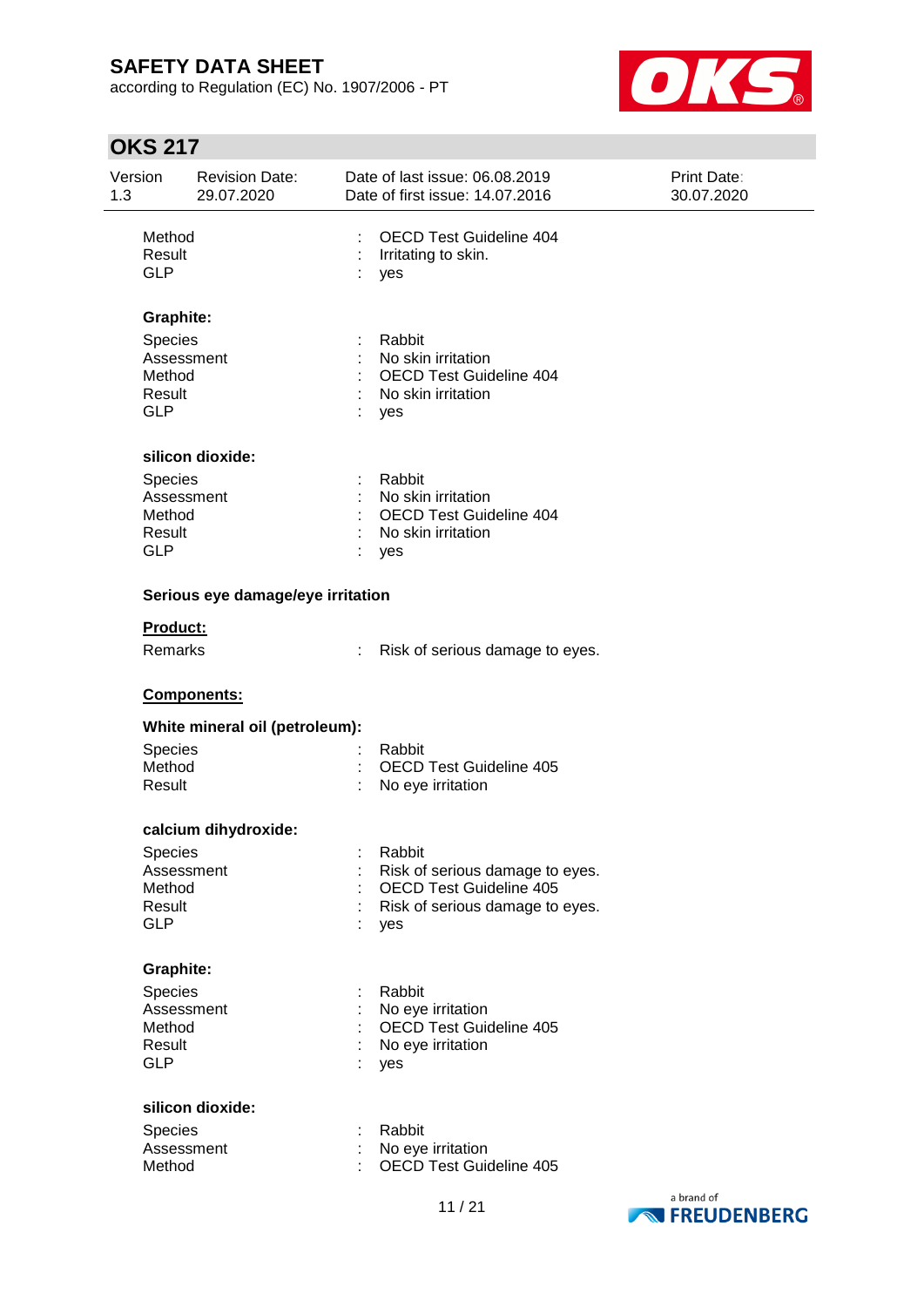| | | |
|---|---|---|
| Method | : | OECD Test Guideline 404 |
| Result | : | Irritating to skin. |
| GLP | : | yes |

**Graphite:**

| | | |
|---|---|---|
| Species | : | Rabbit |
| Assessment | : | No skin irritation |
| Method | : | OECD Test Guideline 404 |
| Result | : | No skin irritation |
| GLP | : | yes |

**silicon dioxide:**

| | | |
|---|---|---|
| Species | : | Rabbit |
| Assessment | : | No skin irritation |
| Method | : | OECD Test Guideline 404 |
| Result | : | No skin irritation |
| GLP | : | yes |

**Serious eye damage/eye irritation**

**Product:**

| | | |
|---|---|---|
| Remarks | : | Risk of serious damage to eyes. |

**Components:**

**White mineral oil (petroleum):**

| | | |
|---|---|---|
| Species | : | Rabbit |
| Method | : | OECD Test Guideline 405 |
| Result | : | No eye irritation |

**calcium dihydroxide:**

| | | |
|---|---|---|
| Species | : | Rabbit |
| Assessment | : | Risk of serious damage to eyes. |
| Method | : | OECD Test Guideline 405 |
| Result | : | Risk of serious damage to eyes. |
| GLP | : | yes |

**Graphite:**

| | | |
|---|---|---|
| Species | : | Rabbit |
| Assessment | : | No eye irritation |
| Method | : | OECD Test Guideline 405 |
| Result | : | No eye irritation |
| GLP | : | yes |

**silicon dioxide:**

| | | |
|---|---|---|
| Species | : | Rabbit |
| Assessment | : | No eye irritation |
| Method | : | OECD Test Guideline 405 |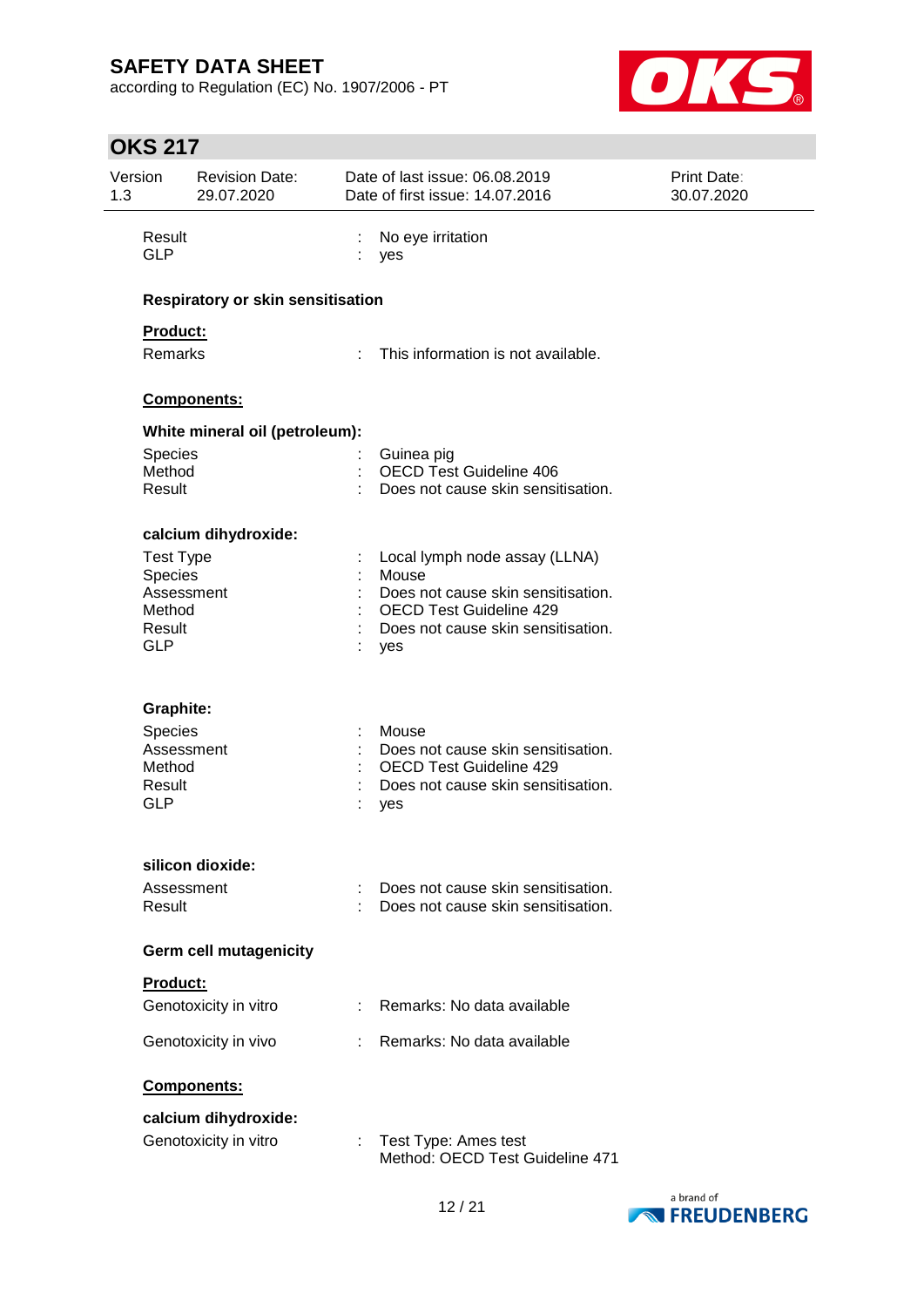| | | |
|---|---|---|
| Result | : | No eye irritation |
| GLP | : | yes |

**Respiratory or skin sensitisation**

**Product:**

| | | |
|---|---|---|
| Remarks | : | This information is not available. |

**Components:**

**White mineral oil (petroleum):**

| | | |
|---|---|---|
| Species | : | Guinea pig |
| Method | : | OECD Test Guideline 406 |
| Result | : | Does not cause skin sensitisation. |

**calcium dihydroxide:**

| | | |
|---|---|---|
| Test Type | : | Local lymph node assay (LLNA) |
| Species | : | Mouse |
| Assessment | : | Does not cause skin sensitisation. |
| Method | : | OECD Test Guideline 429 |
| Result | : | Does not cause skin sensitisation. |
| GLP | : | yes |

**Graphite:**

| | | |
|---|---|---|
| Species | : | Mouse |
| Assessment | : | Does not cause skin sensitisation. |
| Method | : | OECD Test Guideline 429 |
| Result | : | Does not cause skin sensitisation. |
| GLP | : | yes |

**silicon dioxide:**

| | | |
|---|---|---|
| Assessment | : | Does not cause skin sensitisation. |
| Result | : | Does not cause skin sensitisation. |

**Germ cell mutagenicity**

**Product:**

| | | |
|---|---|---|
| Genotoxicity in vitro | : | Remarks: No data available |
| Genotoxicity in vivo | : | Remarks: No data available |

**Components:**

**calcium dihydroxide:**

| | | |
|---|---|---|
| Genotoxicity in vitro | : | Test Type: Ames test<br>Method: OECD Test Guideline 471 |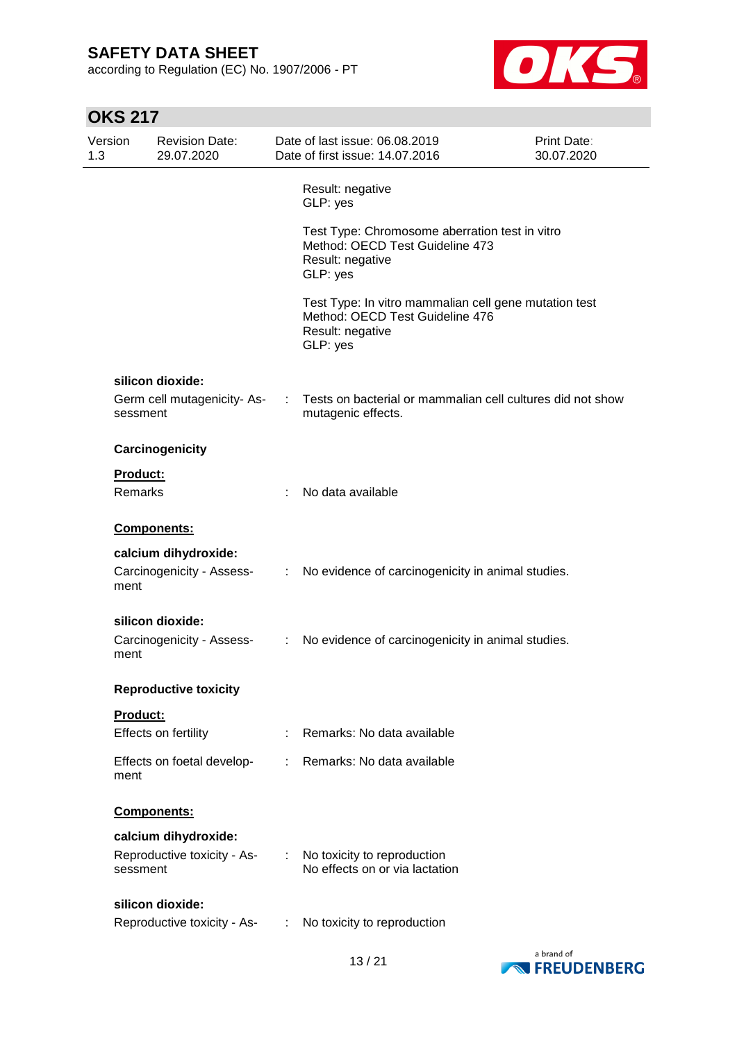Result: negative
GLP: yes

Test Type: Chromosome aberration test in vitro
Method: OECD Test Guideline 473
Result: negative
GLP: yes

Test Type: In vitro mammalian cell gene mutation test
Method: OECD Test Guideline 476
Result: negative
GLP: yes

**silicon dioxide:**

Germ cell mutagenicity- Assessment : Tests on bacterial or mammalian cell cultures did not show mutagenic effects.

**Carcinogenicity**

**Product:**

Remarks : No data available

**Components:**

**calcium dihydroxide:**

Carcinogenicity - Assessment : No evidence of carcinogenicity in animal studies.

**silicon dioxide:**

Carcinogenicity - Assessment : No evidence of carcinogenicity in animal studies.

**Reproductive toxicity**

**Product:**

Effects on fertility : Remarks: No data available

Effects on foetal development : Remarks: No data available

**Components:**

**calcium dihydroxide:**

Reproductive toxicity - Assessment : No toxicity to reproduction
No effects on or via lactation

**silicon dioxide:**

Reproductive toxicity - As- : No toxicity to reproduction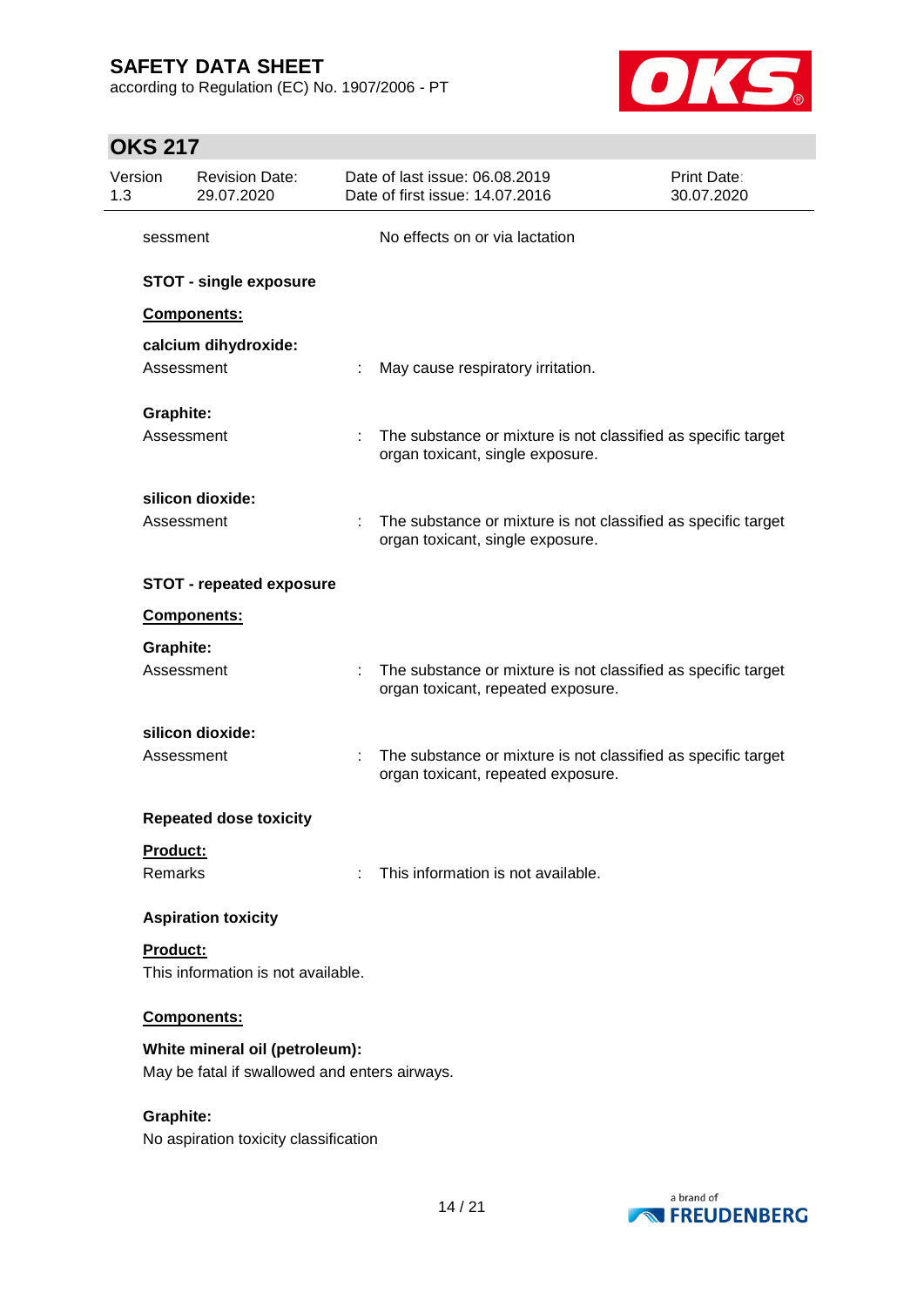sessment : No effects on or via lactation

**STOT - single exposure**

**Components:**

**calcium dihydroxide:**

Assessment : May cause respiratory irritation.

**Graphite:**

Assessment : The substance or mixture is not classified as specific target organ toxicant, single exposure.

**silicon dioxide:**

Assessment : The substance or mixture is not classified as specific target organ toxicant, single exposure.

**STOT - repeated exposure**

**Components:**

**Graphite:**

Assessment : The substance or mixture is not classified as specific target organ toxicant, repeated exposure.

**silicon dioxide:**

Assessment : The substance or mixture is not classified as specific target organ toxicant, repeated exposure.

**Repeated dose toxicity**

**Product:**

Remarks : This information is not available.

**Aspiration toxicity**

**Product:**

This information is not available.

**Components:**

**White mineral oil (petroleum):**

May be fatal if swallowed and enters airways.

**Graphite:**

No aspiration toxicity classification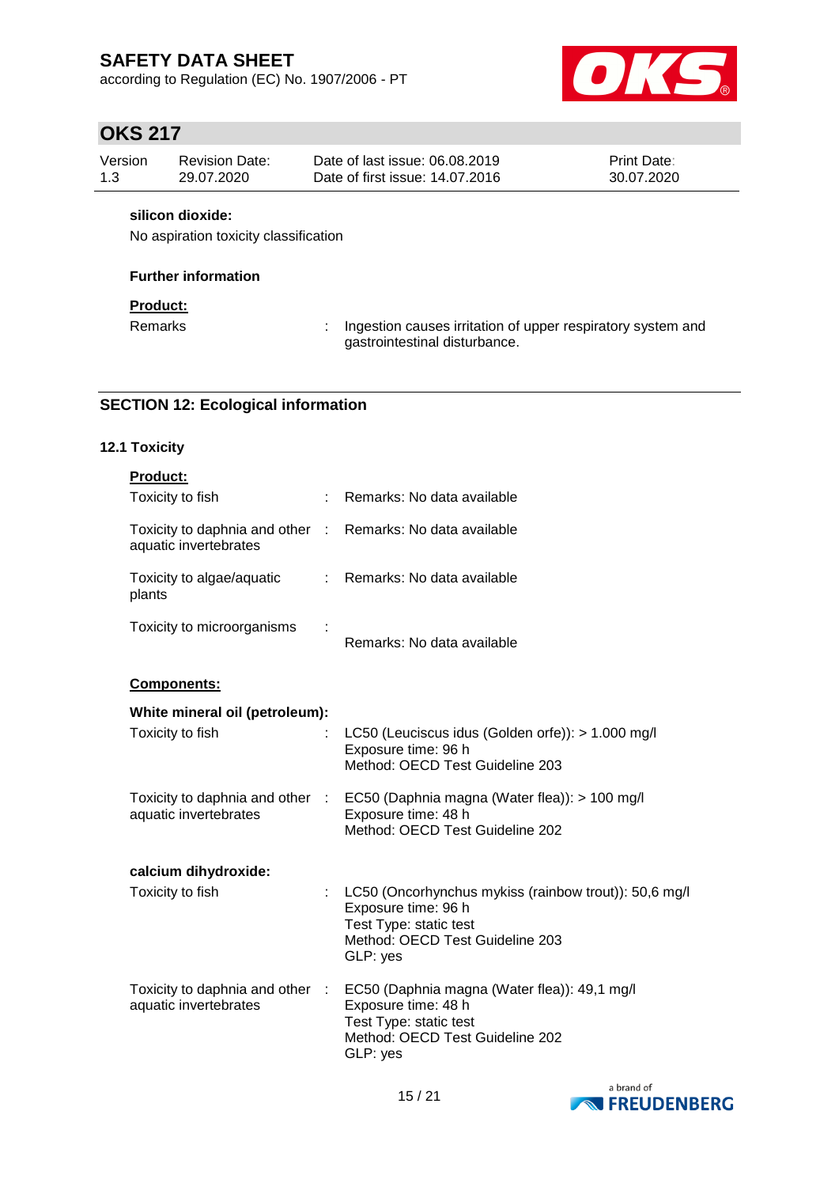**silicon dioxide:**

No aspiration toxicity classification

**Further information**

**Product:**

| | | |
|---|---|---|
| Remarks | : | Ingestion causes irritation of upper respiratory system and gastrointestinal disturbance. |

## SECTION 12: Ecological information

### 12.1 Toxicity

**Product:**

| | | |
|---|---|---|
| Toxicity to fish | : | Remarks: No data available |
| Toxicity to daphnia and other aquatic invertebrates | : | Remarks: No data available |
| Toxicity to algae/aquatic plants | : | Remarks: No data available |
| Toxicity to microorganisms | : | Remarks: No data available |

**Components:**

**White mineral oil (petroleum):**

| | | |
|---|---|---|
| Toxicity to fish | : | LC50 (Leuciscus idus (Golden orfe)): > 1.000 mg/l<br>Exposure time: 96 h<br>Method: OECD Test Guideline 203 |
| Toxicity to daphnia and other aquatic invertebrates | : | EC50 (Daphnia magna (Water flea)): > 100 mg/l<br>Exposure time: 48 h<br>Method: OECD Test Guideline 202 |

**calcium dihydroxide:**

| | | |
|---|---|---|
| Toxicity to fish | : | LC50 (Oncorhynchus mykiss (rainbow trout)): 50,6 mg/l<br>Exposure time: 96 h<br>Test Type: static test<br>Method: OECD Test Guideline 203<br>GLP: yes |
| Toxicity to daphnia and other aquatic invertebrates | : | EC50 (Daphnia magna (Water flea)): 49,1 mg/l<br>Exposure time: 48 h<br>Test Type: static test<br>Method: OECD Test Guideline 202<br>GLP: yes |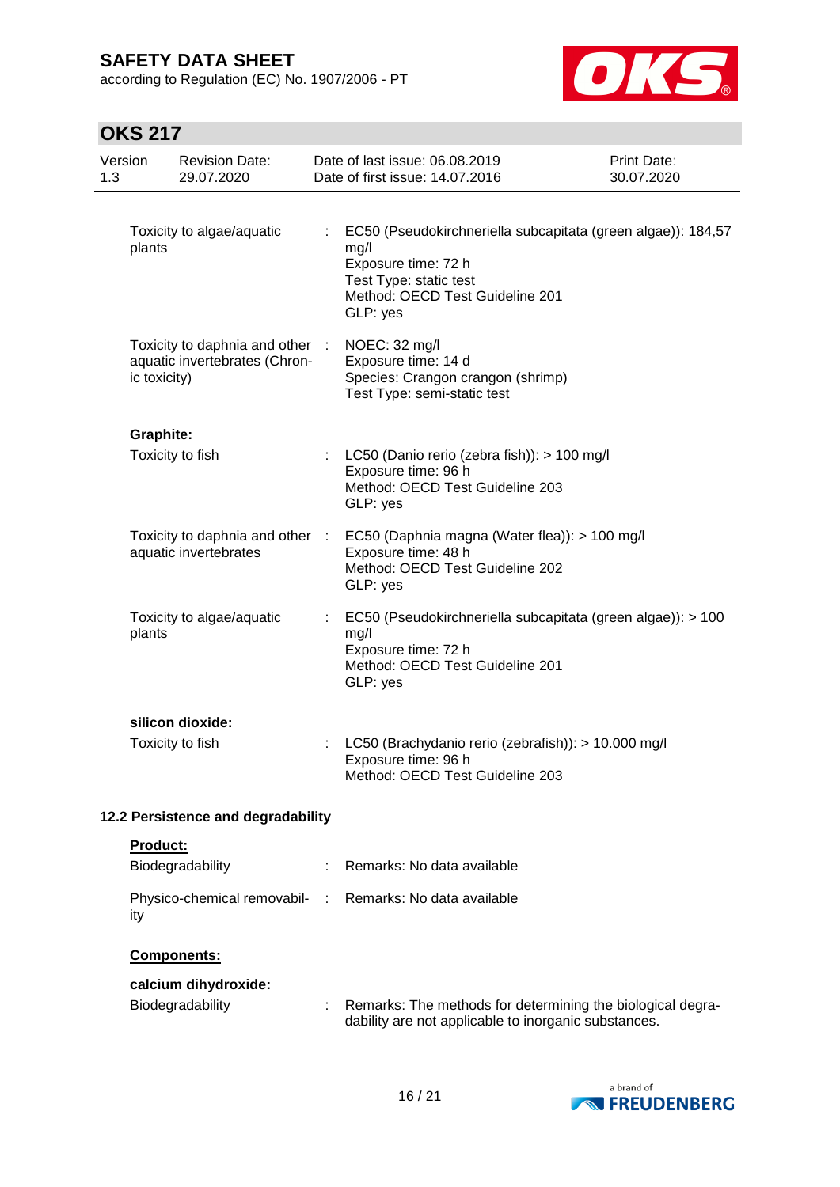| | | |
|---|---|---|
| Toxicity to algae/aquatic plants | : | EC50 (Pseudokirchneriella subcapitata (green algae)): 184,57 mg/l<br>Exposure time: 72 h<br>Test Type: static test<br>Method: OECD Test Guideline 201<br>GLP: yes |
| Toxicity to daphnia and other aquatic invertebrates (Chronic toxicity) | : | NOEC: 32 mg/l<br>Exposure time: 14 d<br>Species: Crangon crangon (shrimp)<br>Test Type: semi-static test |

**Graphite:**

| | | |
|---|---|---|
| Toxicity to fish | : | LC50 (Danio rerio (zebra fish)): > 100 mg/l<br>Exposure time: 96 h<br>Method: OECD Test Guideline 203<br>GLP: yes |
| Toxicity to daphnia and other aquatic invertebrates | : | EC50 (Daphnia magna (Water flea)): > 100 mg/l<br>Exposure time: 48 h<br>Method: OECD Test Guideline 202<br>GLP: yes |
| Toxicity to algae/aquatic plants | : | EC50 (Pseudokirchneriella subcapitata (green algae)): > 100 mg/l<br>Exposure time: 72 h<br>Method: OECD Test Guideline 201<br>GLP: yes |

**silicon dioxide:**

| | | |
|---|---|---|
| Toxicity to fish | : | LC50 (Brachydanio rerio (zebrafish)): > 10.000 mg/l<br>Exposure time: 96 h<br>Method: OECD Test Guideline 203 |

### 12.2 Persistence and degradability

**Product:**

| | | |
|---|---|---|
| Biodegradability | : | Remarks: No data available |
| Physico-chemical removability | : | Remarks: No data available |

**Components:**

**calcium dihydroxide:**

| | | |
|---|---|---|
| Biodegradability | : | Remarks: The methods for determining the biological degradability are not applicable to inorganic substances. |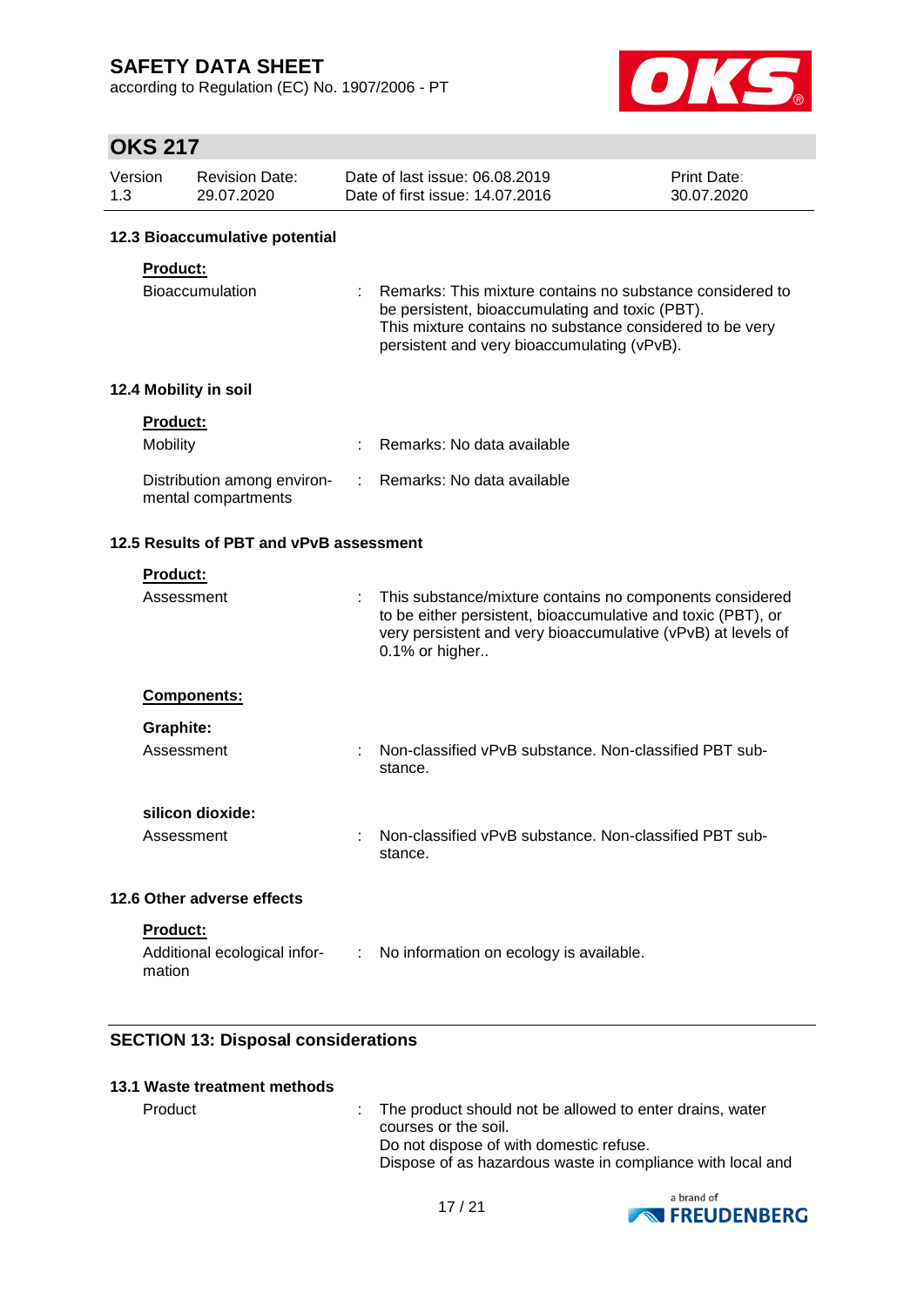### 12.3 Bioaccumulative potential

**Product:**

Bioaccumulation : Remarks: This mixture contains no substance considered to be persistent, bioaccumulating and toxic (PBT).
This mixture contains no substance considered to be very persistent and very bioaccumulating (vPvB).

### 12.4 Mobility in soil

**Product:**

Mobility : Remarks: No data available

Distribution among environmental compartments : Remarks: No data available

### 12.5 Results of PBT and vPvB assessment

**Product:**

Assessment : This substance/mixture contains no components considered to be either persistent, bioaccumulative and toxic (PBT), or very persistent and very bioaccumulative (vPvB) at levels of 0.1% or higher..

**Components:**

**Graphite:**

Assessment : Non-classified vPvB substance. Non-classified PBT substance.

**silicon dioxide:**

Assessment : Non-classified vPvB substance. Non-classified PBT substance.

### 12.6 Other adverse effects

**Product:**

Additional ecological information : No information on ecology is available.

## SECTION 13: Disposal considerations

### 13.1 Waste treatment methods

Product : The product should not be allowed to enter drains, water courses or the soil.
Do not dispose of with domestic refuse.
Dispose of as hazardous waste in compliance with local and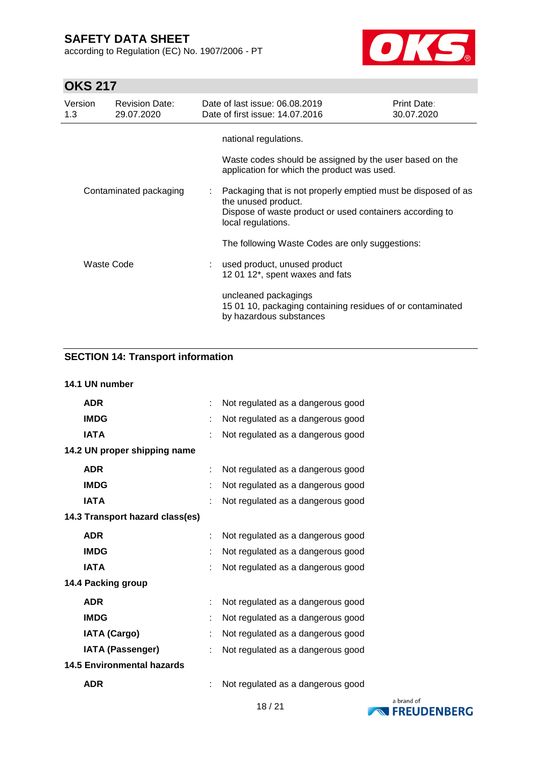| | | national regulations. |
|---|---|---|
| | | Waste codes should be assigned by the user based on the application for which the product was used. |
| Contaminated packaging | : | Packaging that is not properly emptied must be disposed of as the unused product. Dispose of waste product or used containers according to local regulations. |
| | | The following Waste Codes are only suggestions: |
| Waste Code | : | used product, unused product 12 01 12*, spent waxes and fats |
| | | uncleaned packagings 15 01 10, packaging containing residues of or contaminated by hazardous substances |

## SECTION 14: Transport information

**14.1 UN number**

| | | |
|---|---|---|
| **ADR** | : | Not regulated as a dangerous good |
| **IMDG** | : | Not regulated as a dangerous good |
| **IATA** | : | Not regulated as a dangerous good |

**14.2 UN proper shipping name**

| | | |
|---|---|---|
| **ADR** | : | Not regulated as a dangerous good |
| **IMDG** | : | Not regulated as a dangerous good |
| **IATA** | : | Not regulated as a dangerous good |

**14.3 Transport hazard class(es)**

| | | |
|---|---|---|
| **ADR** | : | Not regulated as a dangerous good |
| **IMDG** | : | Not regulated as a dangerous good |
| **IATA** | : | Not regulated as a dangerous good |

**14.4 Packing group**

| | | |
|---|---|---|
| **ADR** | : | Not regulated as a dangerous good |
| **IMDG** | : | Not regulated as a dangerous good |
| **IATA (Cargo)** | : | Not regulated as a dangerous good |
| **IATA (Passenger)** | : | Not regulated as a dangerous good |

**14.5 Environmental hazards**

| | | |
|---|---|---|
| **ADR** | : | Not regulated as a dangerous good |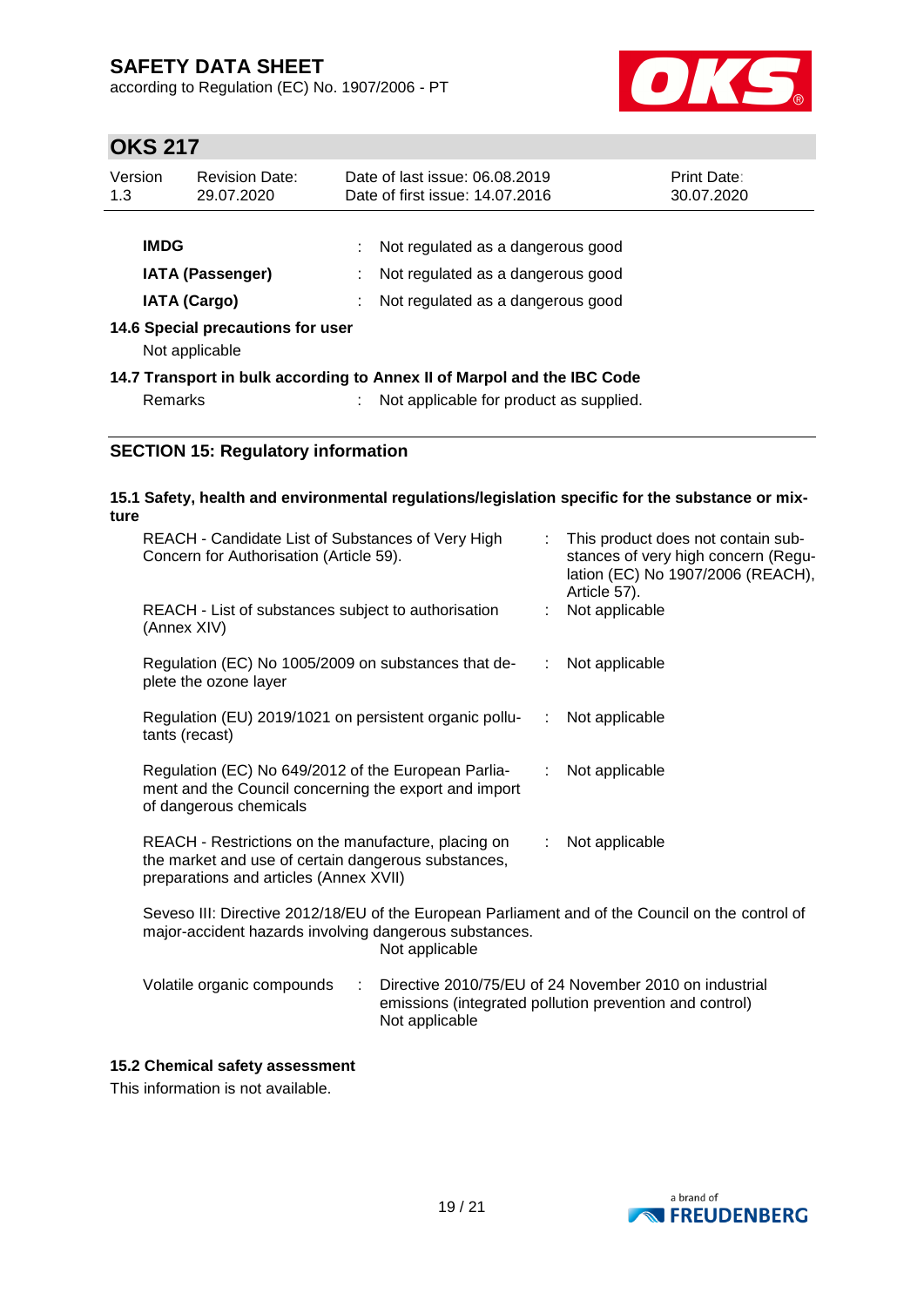| | | |
|---|---|---|
| **IMDG** | : | Not regulated as a dangerous good |
| **IATA (Passenger)** | : | Not regulated as a dangerous good |
| **IATA (Cargo)** | : | Not regulated as a dangerous good |

**14.6 Special precautions for user**

Not applicable

**14.7 Transport in bulk according to Annex II of Marpol and the IBC Code**

Remarks : Not applicable for product as supplied.

## SECTION 15: Regulatory information

**15.1 Safety, health and environmental regulations/legislation specific for the substance or mixture**

| | | |
|---|---|---|
| REACH - Candidate List of Substances of Very High Concern for Authorisation (Article 59). | : | This product does not contain substances of very high concern (Regulation (EC) No 1907/2006 (REACH), Article 57). |
| REACH - List of substances subject to authorisation (Annex XIV) | : | Not applicable |
| Regulation (EC) No 1005/2009 on substances that deplete the ozone layer | : | Not applicable |
| Regulation (EU) 2019/1021 on persistent organic pollutants (recast) | : | Not applicable |
| Regulation (EC) No 649/2012 of the European Parliament and the Council concerning the export and import of dangerous chemicals | : | Not applicable |
| REACH - Restrictions on the manufacture, placing on the market and use of certain dangerous substances, preparations and articles (Annex XVII) | : | Not applicable |

Seveso III: Directive 2012/18/EU of the European Parliament and of the Council on the control of major-accident hazards involving dangerous substances.
Not applicable

Volatile organic compounds : Directive 2010/75/EU of 24 November 2010 on industrial emissions (integrated pollution prevention and control)
Not applicable

**15.2 Chemical safety assessment**

This information is not available.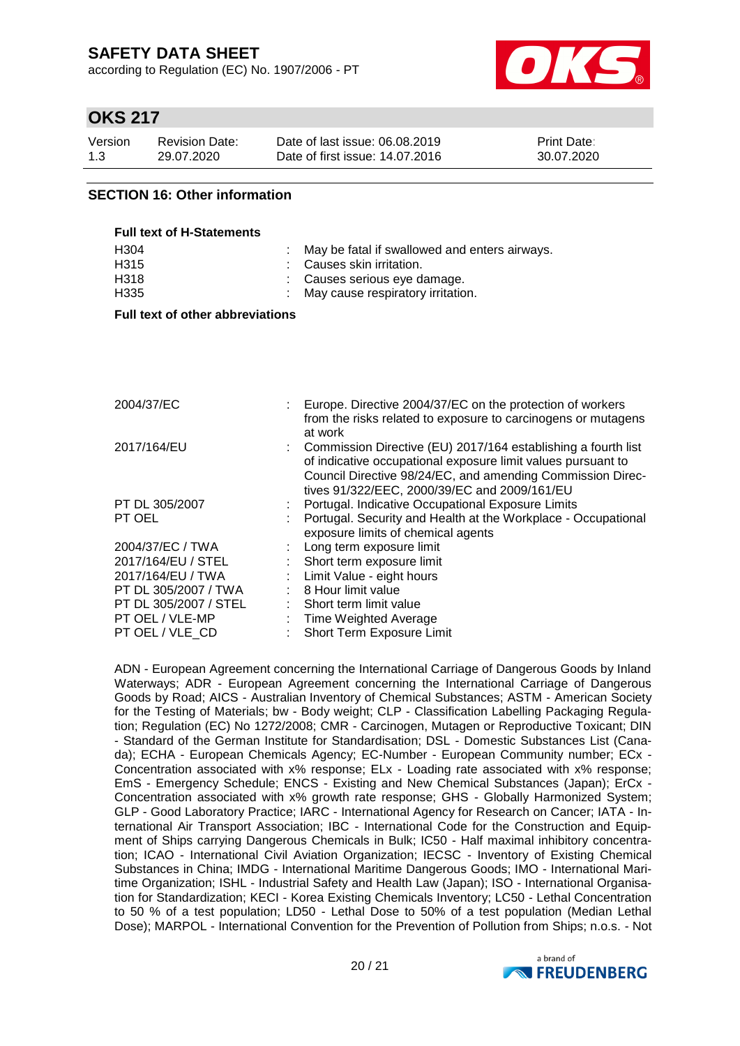## SECTION 16: Other information

**Full text of H-Statements**

| | |
|---|---|
| H304 | : May be fatal if swallowed and enters airways. |
| H315 | : Causes skin irritation. |
| H318 | : Causes serious eye damage. |
| H335 | : May cause respiratory irritation. |

**Full text of other abbreviations**

| | |
|---|---|
| 2004/37/EC | : Europe. Directive 2004/37/EC on the protection of workers from the risks related to exposure to carcinogens or mutagens at work |
| 2017/164/EU | : Commission Directive (EU) 2017/164 establishing a fourth list of indicative occupational exposure limit values pursuant to Council Directive 98/24/EC, and amending Commission Directives 91/322/EEC, 2000/39/EC and 2009/161/EU |
| PT DL 305/2007 | : Portugal. Indicative Occupational Exposure Limits |
| PT OEL | : Portugal. Security and Health at the Workplace - Occupational exposure limits of chemical agents |
| 2004/37/EC / TWA | : Long term exposure limit |
| 2017/164/EU / STEL | : Short term exposure limit |
| 2017/164/EU / TWA | : Limit Value - eight hours |
| PT DL 305/2007 / TWA | : 8 Hour limit value |
| PT DL 305/2007 / STEL | : Short term limit value |
| PT OEL / VLE-MP | : Time Weighted Average |
| PT OEL / VLE_CD | : Short Term Exposure Limit |

ADN - European Agreement concerning the International Carriage of Dangerous Goods by Inland Waterways; ADR - European Agreement concerning the International Carriage of Dangerous Goods by Road; AICS - Australian Inventory of Chemical Substances; ASTM - American Society for the Testing of Materials; bw - Body weight; CLP - Classification Labelling Packaging Regulation; Regulation (EC) No 1272/2008; CMR - Carcinogen, Mutagen or Reproductive Toxicant; DIN - Standard of the German Institute for Standardisation; DSL - Domestic Substances List (Canada); ECHA - European Chemicals Agency; EC-Number - European Community number; ECx - Concentration associated with x% response; ELx - Loading rate associated with x% response; EmS - Emergency Schedule; ENCS - Existing and New Chemical Substances (Japan); ErCx - Concentration associated with x% growth rate response; GHS - Globally Harmonized System; GLP - Good Laboratory Practice; IARC - International Agency for Research on Cancer; IATA - International Air Transport Association; IBC - International Code for the Construction and Equipment of Ships carrying Dangerous Chemicals in Bulk; IC50 - Half maximal inhibitory concentration; ICAO - International Civil Aviation Organization; IECSC - Inventory of Existing Chemical Substances in China; IMDG - International Maritime Dangerous Goods; IMO - International Maritime Organization; ISHL - Industrial Safety and Health Law (Japan); ISO - International Organisation for Standardization; KECI - Korea Existing Chemicals Inventory; LC50 - Lethal Concentration to 50 % of a test population; LD50 - Lethal Dose to 50% of a test population (Median Lethal Dose); MARPOL - International Convention for the Prevention of Pollution from Ships; n.o.s. - Not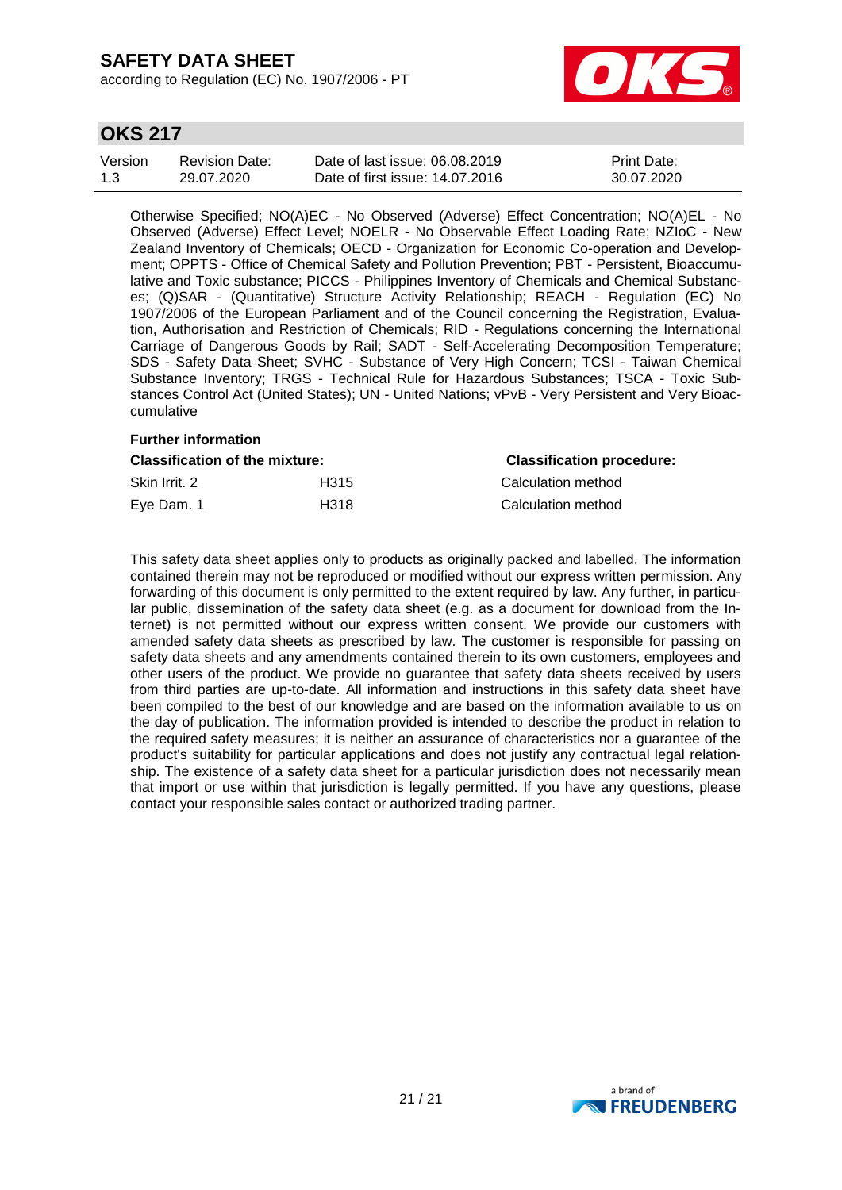Otherwise Specified; NO(A)EC - No Observed (Adverse) Effect Concentration; NO(A)EL - No Observed (Adverse) Effect Level; NOELR - No Observable Effect Loading Rate; NZIoC - New Zealand Inventory of Chemicals; OECD - Organization for Economic Co-operation and Development; OPPTS - Office of Chemical Safety and Pollution Prevention; PBT - Persistent, Bioaccumulative and Toxic substance; PICCS - Philippines Inventory of Chemicals and Chemical Substances; (Q)SAR - (Quantitative) Structure Activity Relationship; REACH - Regulation (EC) No 1907/2006 of the European Parliament and of the Council concerning the Registration, Evaluation, Authorisation and Restriction of Chemicals; RID - Regulations concerning the International Carriage of Dangerous Goods by Rail; SADT - Self-Accelerating Decomposition Temperature; SDS - Safety Data Sheet; SVHC - Substance of Very High Concern; TCSI - Taiwan Chemical Substance Inventory; TRGS - Technical Rule for Hazardous Substances; TSCA - Toxic Substances Control Act (United States); UN - United Nations; vPvB - Very Persistent and Very Bioaccumulative

**Further information**

| Classification of the mixture: | | Classification procedure: |
|---|---|---|
| Skin Irrit. 2 | H315 | Calculation method |
| Eye Dam. 1 | H318 | Calculation method |

This safety data sheet applies only to products as originally packed and labelled. The information contained therein may not be reproduced or modified without our express written permission. Any forwarding of this document is only permitted to the extent required by law. Any further, in particular public, dissemination of the safety data sheet (e.g. as a document for download from the Internet) is not permitted without our express written consent. We provide our customers with amended safety data sheets as prescribed by law. The customer is responsible for passing on safety data sheets and any amendments contained therein to its own customers, employees and other users of the product. We provide no guarantee that safety data sheets received by users from third parties are up-to-date. All information and instructions in this safety data sheet have been compiled to the best of our knowledge and are based on the information available to us on the day of publication. The information provided is intended to describe the product in relation to the required safety measures; it is neither an assurance of characteristics nor a guarantee of the product's suitability for particular applications and does not justify any contractual legal relationship. The existence of a safety data sheet for a particular jurisdiction does not necessarily mean that import or use within that jurisdiction is legally permitted. If you have any questions, please contact your responsible sales contact or authorized trading partner.